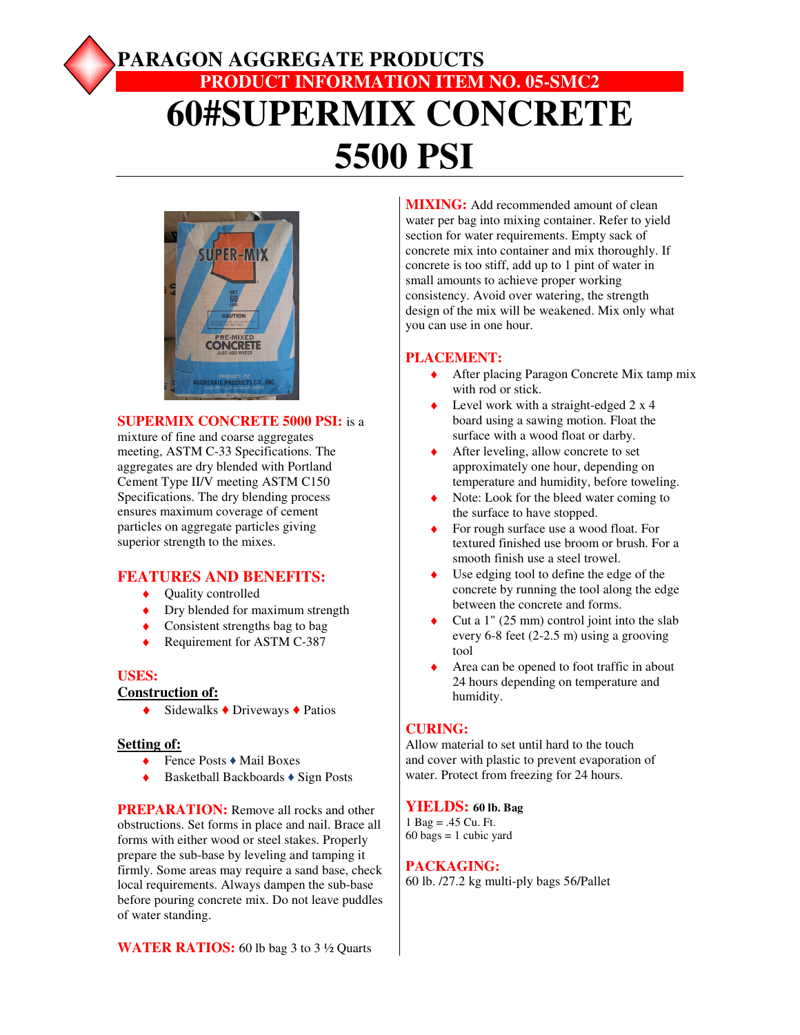# PARAGON AGGREGATE PRODUCTS

## PRODUCT INFORMATION ITEM NO. 05-SMC2

# 60#SUPERMIX CONCRETE 5500 PSI

**SUPERMIX CONCRETE 5000 PSI:** is a mixture of fine and coarse aggregates meeting, ASTM C-33 Specifications. The aggregates are dry blended with Portland Cement Type II/V meeting ASTM C150 Specifications. The dry blending process ensures maximum coverage of cement particles on aggregate particles giving superior strength to the mixes.

## FEATURES AND BENEFITS:

- Quality controlled
- Dry blended for maximum strength
- Consistent strengths bag to bag
- Requirement for ASTM C-387

## USES:

**Construction of:**

- Sidewalks ♦ Driveways ♦ Patios

**Setting of:**

- Fence Posts ♦ Mail Boxes
- Basketball Backboards ♦ Sign Posts

**PREPARATION:** Remove all rocks and other obstructions. Set forms in place and nail. Brace all forms with either wood or steel stakes. Properly prepare the sub-base by leveling and tamping it firmly. Some areas may require a sand base, check local requirements. Always dampen the sub-base before pouring concrete mix. Do not leave puddles of water standing.

**WATER RATIOS:** 60 lb bag 3 to 3 ½ Quarts

**MIXING:** Add recommended amount of clean water per bag into mixing container. Refer to yield section for water requirements. Empty sack of concrete mix into container and mix thoroughly. If concrete is too stiff, add up to 1 pint of water in small amounts to achieve proper working consistency. Avoid over watering, the strength design of the mix will be weakened. Mix only what you can use in one hour.

## PLACEMENT:

- After placing Paragon Concrete Mix tamp mix with rod or stick.
- Level work with a straight-edged 2 x 4 board using a sawing motion. Float the surface with a wood float or darby.
- After leveling, allow concrete to set approximately one hour, depending on temperature and humidity, before toweling.
- Note: Look for the bleed water coming to the surface to have stopped.
- For rough surface use a wood float. For textured finished use broom or brush. For a smooth finish use a steel trowel.
- Use edging tool to define the edge of the concrete by running the tool along the edge between the concrete and forms.
- Cut a 1" (25 mm) control joint into the slab every 6-8 feet (2-2.5 m) using a grooving tool
- Area can be opened to foot traffic in about 24 hours depending on temperature and humidity.

## CURING:

Allow material to set until hard to the touch and cover with plastic to prevent evaporation of water. Protect from freezing for 24 hours.

## YIELDS: 60 lb. Bag

1 Bag = .45 Cu. Ft.
60 bags = 1 cubic yard

## PACKAGING:

60 lb. /27.2 kg multi-ply bags 56/Pallet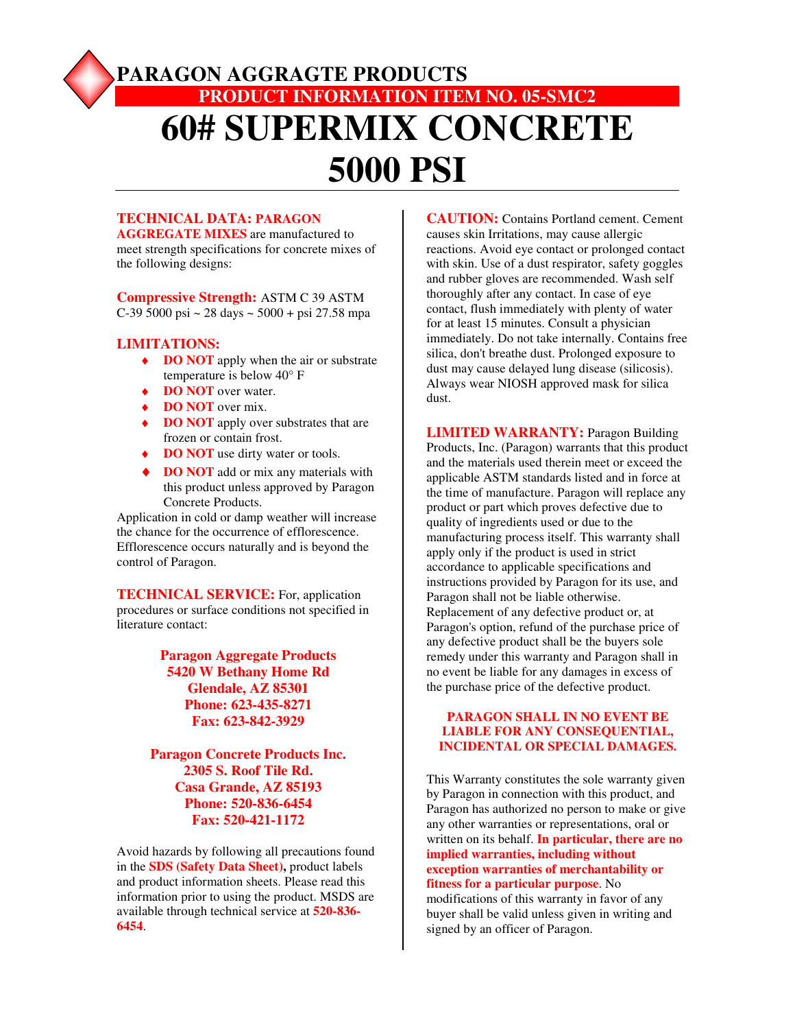# PARAGON AGGRAGTE PRODUCTS

## PRODUCT INFORMATION ITEM NO. 05-SMC2

# 60# SUPERMIX CONCRETE 5000 PSI

**TECHNICAL DATA:** **PARAGON AGGREGATE MIXES** are manufactured to meet strength specifications for concrete mixes of the following designs:

**Compressive Strength:** ASTM C 39 ASTM C-39 5000 psi ~ 28 days ~ 5000 + psi 27.58 mpa

**LIMITATIONS:**

- **DO NOT** apply when the air or substrate temperature is below 40° F
- **DO NOT** over water.
- **DO NOT** over mix.
- **DO NOT** apply over substrates that are frozen or contain frost.
- **DO NOT** use dirty water or tools.
- **DO NOT** add or mix any materials with this product unless approved by Paragon Concrete Products.

Application in cold or damp weather will increase the chance for the occurrence of efflorescence. Efflorescence occurs naturally and is beyond the control of Paragon.

**TECHNICAL SERVICE:** For, application procedures or surface conditions not specified in literature contact:

**Paragon Aggregate Products**
**5420 W Bethany Home Rd**
**Glendale, AZ 85301**
**Phone: 623-435-8271**
**Fax: 623-842-3929**

**Paragon Concrete Products Inc.**
**2305 S. Roof Tile Rd.**
**Casa Grande, AZ 85193**
**Phone: 520-836-6454**
**Fax: 520-421-1172**

Avoid hazards by following all precautions found in the **SDS (Safety Data Sheet),** product labels and product information sheets. Please read this information prior to using the product. MSDS are available through technical service at **520-836-6454**.

**CAUTION:** Contains Portland cement. Cement causes skin Irritations, may cause allergic reactions. Avoid eye contact or prolonged contact with skin. Use of a dust respirator, safety goggles and rubber gloves are recommended. Wash self thoroughly after any contact. In case of eye contact, flush immediately with plenty of water for at least 15 minutes. Consult a physician immediately. Do not take internally. Contains free silica, don't breathe dust. Prolonged exposure to dust may cause delayed lung disease (silicosis). Always wear NIOSH approved mask for silica dust.

**LIMITED WARRANTY:** Paragon Building Products, Inc. (Paragon) warrants that this product and the materials used therein meet or exceed the applicable ASTM standards listed and in force at the time of manufacture. Paragon will replace any product or part which proves defective due to quality of ingredients used or due to the manufacturing process itself. This warranty shall apply only if the product is used in strict accordance to applicable specifications and instructions provided by Paragon for its use, and Paragon shall not be liable otherwise. Replacement of any defective product or, at Paragon's option, refund of the purchase price of any defective product shall be the buyers sole remedy under this warranty and Paragon shall in no event be liable for any damages in excess of the purchase price of the defective product.

**PARAGON SHALL IN NO EVENT BE LIABLE FOR ANY CONSEQUENTIAL, INCIDENTAL OR SPECIAL DAMAGES.**

This Warranty constitutes the sole warranty given by Paragon in connection with this product, and Paragon has authorized no person to make or give any other warranties or representations, oral or written on its behalf. **In particular, there are no implied warranties, including without exception warranties of merchantability or fitness for a particular purpose**. No modifications of this warranty in favor of any buyer shall be valid unless given in writing and signed by an officer of Paragon.